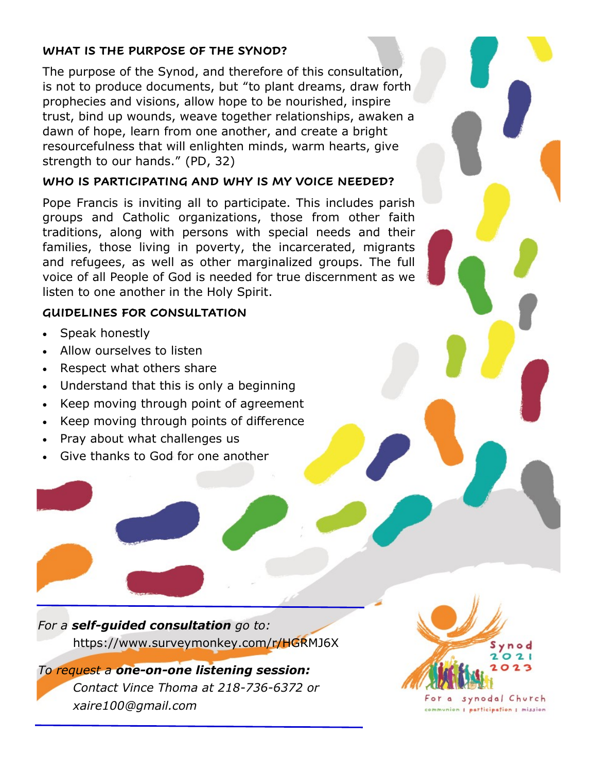### WHAT IS THE PURPOSE OF THE SYNOD?

The purpose of the Synod, and therefore of this consultation, is not to produce documents, but "to plant dreams, draw forth prophecies and visions, allow hope to be nourished, inspire trust, bind up wounds, weave together relationships, awaken a dawn of hope, learn from one another, and create a bright resourcefulness that will enlighten minds, warm hearts, give strength to our hands." (PD, 32)

### WHO IS PARTICIPATING AND WHY IS MY VOICE NEEDED?

Pope Francis is inviting all to participate. This includes parish groups and Catholic organizations, those from other faith traditions, along with persons with special needs and their families, those living in poverty, the incarcerated, migrants and refugees, as well as other marginalized groups. The full voice of all People of God is needed for true discernment as we listen to one another in the Holy Spirit.

### GUIDELINES FOR CONSULTATION

- Speak honestly
- Allow ourselves to listen
- Respect what others share
- Understand that this is only a beginning
- Keep moving through point of agreement
- Keep moving through points of difference
- Pray about what challenges us
- Give thanks to God for one another

---

*For a **self-guided consultation** go to:*
https://www.surveymonkey.com/r/HGRMJ6X

*To request a **one-on-one listening session:***
*Contact Vince Thoma at 218-736-6372 or xaire100@gmail.com*

---

Synod 2021 2023

For a synodal Church
communion | participation | mission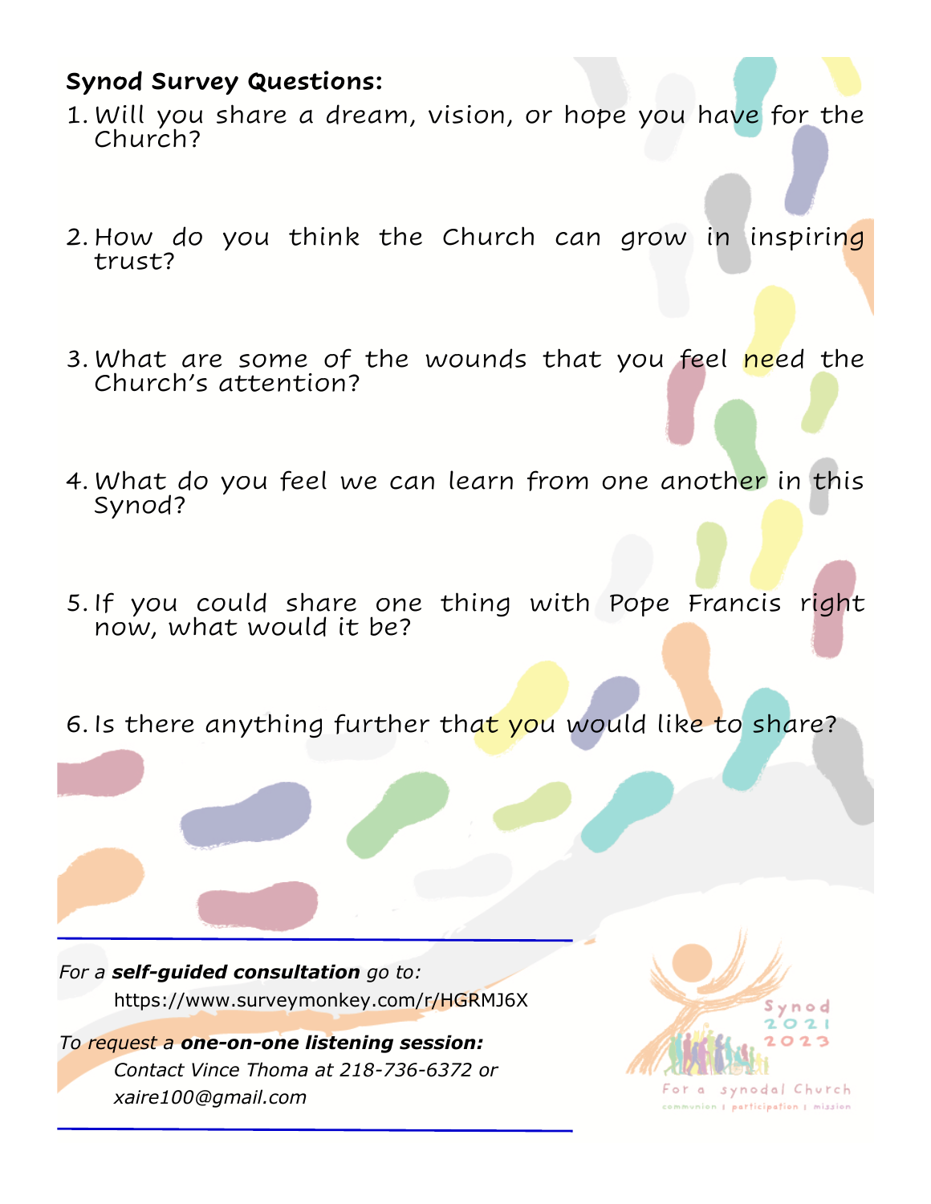**Synod Survey Questions:**

1. Will you share a dream, vision, or hope you have for the Church?
2. How do you think the Church can grow in inspiring trust?
3. What are some of the wounds that you feel need the Church's attention?
4. What do you feel we can learn from one another in this Synod?
5. If you could share one thing with Pope Francis right now, what would it be?
6. Is there anything further that you would like to share?

---

*For a **self-guided consultation** go to:*

https://www.surveymonkey.com/r/HGRMJ6X

*To request a **one-on-one listening session:***

*Contact Vince Thoma at 218-736-6372 or xaire100@gmail.com*

---

Synod 2021 2023

For a synodal Church

communion | participation | mission